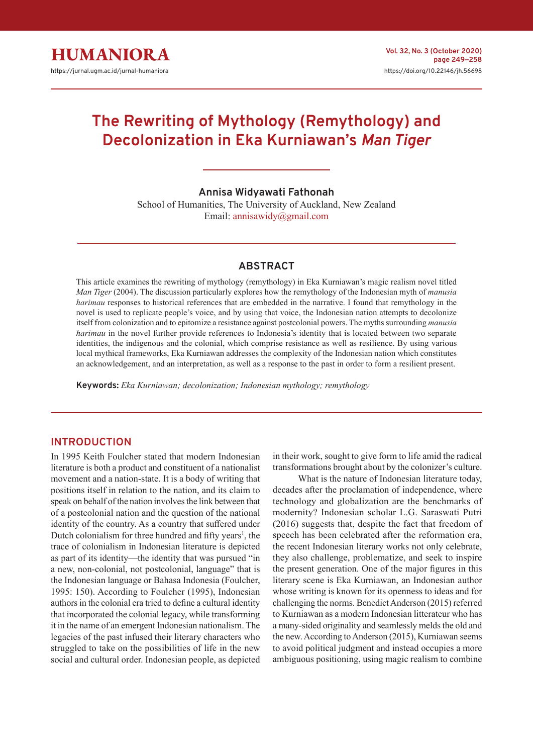# The Rewriting of Mythology (Remythology) and Decolonization in Eka Kurniawan's *Man Tiger*

**Annisa Widyawati Fathonah**
School of Humanities, The University of Auckland, New Zealand
Email: annisawidy@gmail.com

## ABSTRACT

This article examines the rewriting of mythology (remythology) in Eka Kurniawan's magic realism novel titled *Man Tiger* (2004). The discussion particularly explores how the remythology of the Indonesian myth of *manusia harimau* responses to historical references that are embedded in the narrative. I found that remythology in the novel is used to replicate people's voice, and by using that voice, the Indonesian nation attempts to decolonize itself from colonization and to epitomize a resistance against postcolonial powers. The myths surrounding *manusia harimau* in the novel further provide references to Indonesia's identity that is located between two separate identities, the indigenous and the colonial, which comprise resistance as well as resilience. By using various local mythical frameworks, Eka Kurniawan addresses the complexity of the Indonesian nation which constitutes an acknowledgement, and an interpretation, as well as a response to the past in order to form a resilient present.

**Keywords:** *Eka Kurniawan; decolonization; Indonesian mythology; remythology*

## INTRODUCTION

In 1995 Keith Foulcher stated that modern Indonesian literature is both a product and constituent of a nationalist movement and a nation-state. It is a body of writing that positions itself in relation to the nation, and its claim to speak on behalf of the nation involves the link between that of a postcolonial nation and the question of the national identity of the country. As a country that suffered under Dutch colonialism for three hundred and fifty years[1], the trace of colonialism in Indonesian literature is depicted as part of its identity—the identity that was pursued "in a new, non-colonial, not postcolonial, language" that is the Indonesian language or Bahasa Indonesia (Foulcher, 1995: 150). According to Foulcher (1995), Indonesian authors in the colonial era tried to define a cultural identity that incorporated the colonial legacy, while transforming it in the name of an emergent Indonesian nationalism. The legacies of the past infused their literary characters who struggled to take on the possibilities of life in the new social and cultural order. Indonesian people, as depicted in their work, sought to give form to life amid the radical transformations brought about by the colonizer's culture.

What is the nature of Indonesian literature today, decades after the proclamation of independence, where technology and globalization are the benchmarks of modernity? Indonesian scholar L.G. Saraswati Putri (2016) suggests that, despite the fact that freedom of speech has been celebrated after the reformation era, the recent Indonesian literary works not only celebrate, they also challenge, problematize, and seek to inspire the present generation. One of the major figures in this literary scene is Eka Kurniawan, an Indonesian author whose writing is known for its openness to ideas and for challenging the norms. Benedict Anderson (2015) referred to Kurniawan as a modern Indonesian litterateur who has a many-sided originality and seamlessly melds the old and the new. According to Anderson (2015), Kurniawan seems to avoid political judgment and instead occupies a more ambiguous positioning, using magic realism to combine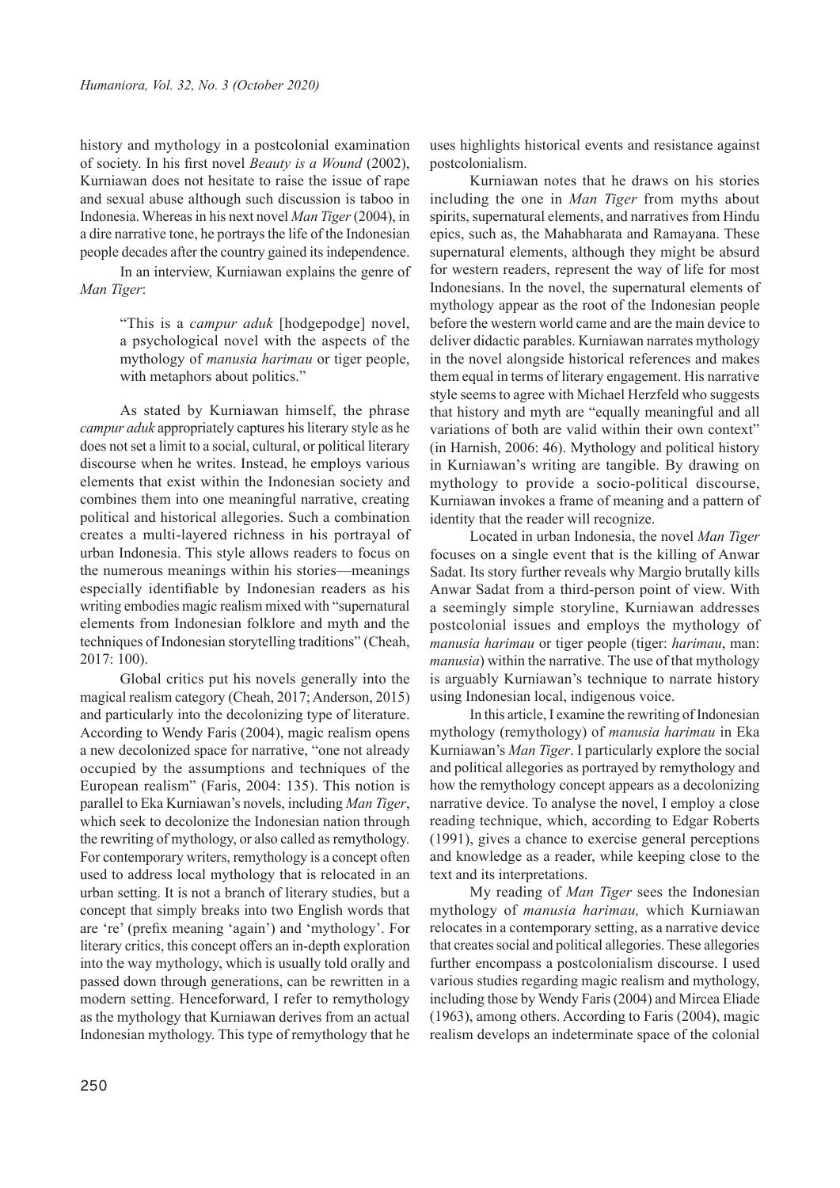history and mythology in a postcolonial examination of society. In his first novel *Beauty is a Wound* (2002), Kurniawan does not hesitate to raise the issue of rape and sexual abuse although such discussion is taboo in Indonesia. Whereas in his next novel *Man Tiger* (2004), in a dire narrative tone, he portrays the life of the Indonesian people decades after the country gained its independence.

In an interview, Kurniawan explains the genre of *Man Tiger*:

> "This is a *campur aduk* [hodgepodge] novel, a psychological novel with the aspects of the mythology of *manusia harimau* or tiger people, with metaphors about politics."

As stated by Kurniawan himself, the phrase *campur aduk* appropriately captures his literary style as he does not set a limit to a social, cultural, or political literary discourse when he writes. Instead, he employs various elements that exist within the Indonesian society and combines them into one meaningful narrative, creating political and historical allegories. Such a combination creates a multi-layered richness in his portrayal of urban Indonesia. This style allows readers to focus on the numerous meanings within his stories—meanings especially identifiable by Indonesian readers as his writing embodies magic realism mixed with "supernatural elements from Indonesian folklore and myth and the techniques of Indonesian storytelling traditions" (Cheah, 2017: 100).

Global critics put his novels generally into the magical realism category (Cheah, 2017; Anderson, 2015) and particularly into the decolonizing type of literature. According to Wendy Faris (2004), magic realism opens a new decolonized space for narrative, "one not already occupied by the assumptions and techniques of the European realism" (Faris, 2004: 135). This notion is parallel to Eka Kurniawan's novels, including *Man Tiger*, which seek to decolonize the Indonesian nation through the rewriting of mythology, or also called as remythology. For contemporary writers, remythology is a concept often used to address local mythology that is relocated in an urban setting. It is not a branch of literary studies, but a concept that simply breaks into two English words that are 're' (prefix meaning 'again') and 'mythology'. For literary critics, this concept offers an in-depth exploration into the way mythology, which is usually told orally and passed down through generations, can be rewritten in a modern setting. Henceforward, I refer to remythology as the mythology that Kurniawan derives from an actual Indonesian mythology. This type of remythology that he uses highlights historical events and resistance against postcolonialism.

Kurniawan notes that he draws on his stories including the one in *Man Tiger* from myths about spirits, supernatural elements, and narratives from Hindu epics, such as, the Mahabharata and Ramayana. These supernatural elements, although they might be absurd for western readers, represent the way of life for most Indonesians. In the novel, the supernatural elements of mythology appear as the root of the Indonesian people before the western world came and are the main device to deliver didactic parables. Kurniawan narrates mythology in the novel alongside historical references and makes them equal in terms of literary engagement. His narrative style seems to agree with Michael Herzfeld who suggests that history and myth are "equally meaningful and all variations of both are valid within their own context" (in Harnish, 2006: 46). Mythology and political history in Kurniawan's writing are tangible. By drawing on mythology to provide a socio-political discourse, Kurniawan invokes a frame of meaning and a pattern of identity that the reader will recognize.

Located in urban Indonesia, the novel *Man Tiger* focuses on a single event that is the killing of Anwar Sadat. Its story further reveals why Margio brutally kills Anwar Sadat from a third-person point of view. With a seemingly simple storyline, Kurniawan addresses postcolonial issues and employs the mythology of *manusia harimau* or tiger people (tiger: *harimau*, man: *manusia*) within the narrative. The use of that mythology is arguably Kurniawan's technique to narrate history using Indonesian local, indigenous voice.

In this article, I examine the rewriting of Indonesian mythology (remythology) of *manusia harimau* in Eka Kurniawan's *Man Tiger*. I particularly explore the social and political allegories as portrayed by remythology and how the remythology concept appears as a decolonizing narrative device. To analyse the novel, I employ a close reading technique, which, according to Edgar Roberts (1991), gives a chance to exercise general perceptions and knowledge as a reader, while keeping close to the text and its interpretations.

My reading of *Man Tiger* sees the Indonesian mythology of *manusia harimau,* which Kurniawan relocates in a contemporary setting, as a narrative device that creates social and political allegories. These allegories further encompass a postcolonialism discourse. I used various studies regarding magic realism and mythology, including those by Wendy Faris (2004) and Mircea Eliade (1963), among others. According to Faris (2004), magic realism develops an indeterminate space of the colonial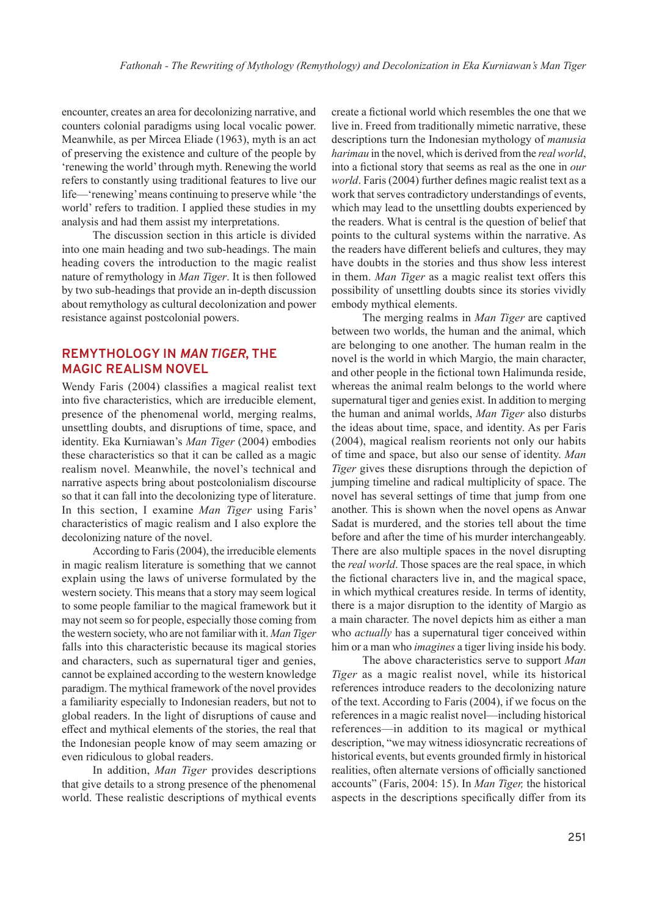encounter, creates an area for decolonizing narrative, and counters colonial paradigms using local vocalic power. Meanwhile, as per Mircea Eliade (1963), myth is an act of preserving the existence and culture of the people by 'renewing the world' through myth. Renewing the world refers to constantly using traditional features to live our life—'renewing' means continuing to preserve while 'the world' refers to tradition. I applied these studies in my analysis and had them assist my interpretations.

The discussion section in this article is divided into one main heading and two sub-headings. The main heading covers the introduction to the magic realist nature of remythology in *Man Tiger*. It is then followed by two sub-headings that provide an in-depth discussion about remythology as cultural decolonization and power resistance against postcolonial powers.

## REMYTHOLOGY IN *MAN TIGER*, THE MAGIC REALISM NOVEL

Wendy Faris (2004) classifies a magical realist text into five characteristics, which are irreducible element, presence of the phenomenal world, merging realms, unsettling doubts, and disruptions of time, space, and identity. Eka Kurniawan's *Man Tiger* (2004) embodies these characteristics so that it can be called as a magic realism novel. Meanwhile, the novel's technical and narrative aspects bring about postcolonialism discourse so that it can fall into the decolonizing type of literature. In this section, I examine *Man Tiger* using Faris' characteristics of magic realism and I also explore the decolonizing nature of the novel.

According to Faris (2004), the irreducible elements in magic realism literature is something that we cannot explain using the laws of universe formulated by the western society. This means that a story may seem logical to some people familiar to the magical framework but it may not seem so for people, especially those coming from the western society, who are not familiar with it. *Man Tiger* falls into this characteristic because its magical stories and characters, such as supernatural tiger and genies, cannot be explained according to the western knowledge paradigm. The mythical framework of the novel provides a familiarity especially to Indonesian readers, but not to global readers. In the light of disruptions of cause and effect and mythical elements of the stories, the real that the Indonesian people know of may seem amazing or even ridiculous to global readers.

In addition, *Man Tiger* provides descriptions that give details to a strong presence of the phenomenal world. These realistic descriptions of mythical events create a fictional world which resembles the one that we live in. Freed from traditionally mimetic narrative, these descriptions turn the Indonesian mythology of *manusia harimau* in the novel, which is derived from the *real world*, into a fictional story that seems as real as the one in *our world*. Faris (2004) further defines magic realist text as a work that serves contradictory understandings of events, which may lead to the unsettling doubts experienced by the readers. What is central is the question of belief that points to the cultural systems within the narrative. As the readers have different beliefs and cultures, they may have doubts in the stories and thus show less interest in them. *Man Tiger* as a magic realist text offers this possibility of unsettling doubts since its stories vividly embody mythical elements.

The merging realms in *Man Tiger* are captived between two worlds, the human and the animal, which are belonging to one another. The human realm in the novel is the world in which Margio, the main character, and other people in the fictional town Halimunda reside, whereas the animal realm belongs to the world where supernatural tiger and genies exist. In addition to merging the human and animal worlds, *Man Tiger* also disturbs the ideas about time, space, and identity. As per Faris (2004), magical realism reorients not only our habits of time and space, but also our sense of identity. *Man Tiger* gives these disruptions through the depiction of jumping timeline and radical multiplicity of space. The novel has several settings of time that jump from one another. This is shown when the novel opens as Anwar Sadat is murdered, and the stories tell about the time before and after the time of his murder interchangeably. There are also multiple spaces in the novel disrupting the *real world*. Those spaces are the real space, in which the fictional characters live in, and the magical space, in which mythical creatures reside. In terms of identity, there is a major disruption to the identity of Margio as a main character. The novel depicts him as either a man who *actually* has a supernatural tiger conceived within him or a man who *imagines* a tiger living inside his body.

The above characteristics serve to support *Man Tiger* as a magic realist novel, while its historical references introduce readers to the decolonizing nature of the text. According to Faris (2004), if we focus on the references in a magic realist novel—including historical references—in addition to its magical or mythical description, "we may witness idiosyncratic recreations of historical events, but events grounded firmly in historical realities, often alternate versions of officially sanctioned accounts" (Faris, 2004: 15). In *Man Tiger,* the historical aspects in the descriptions specifically differ from its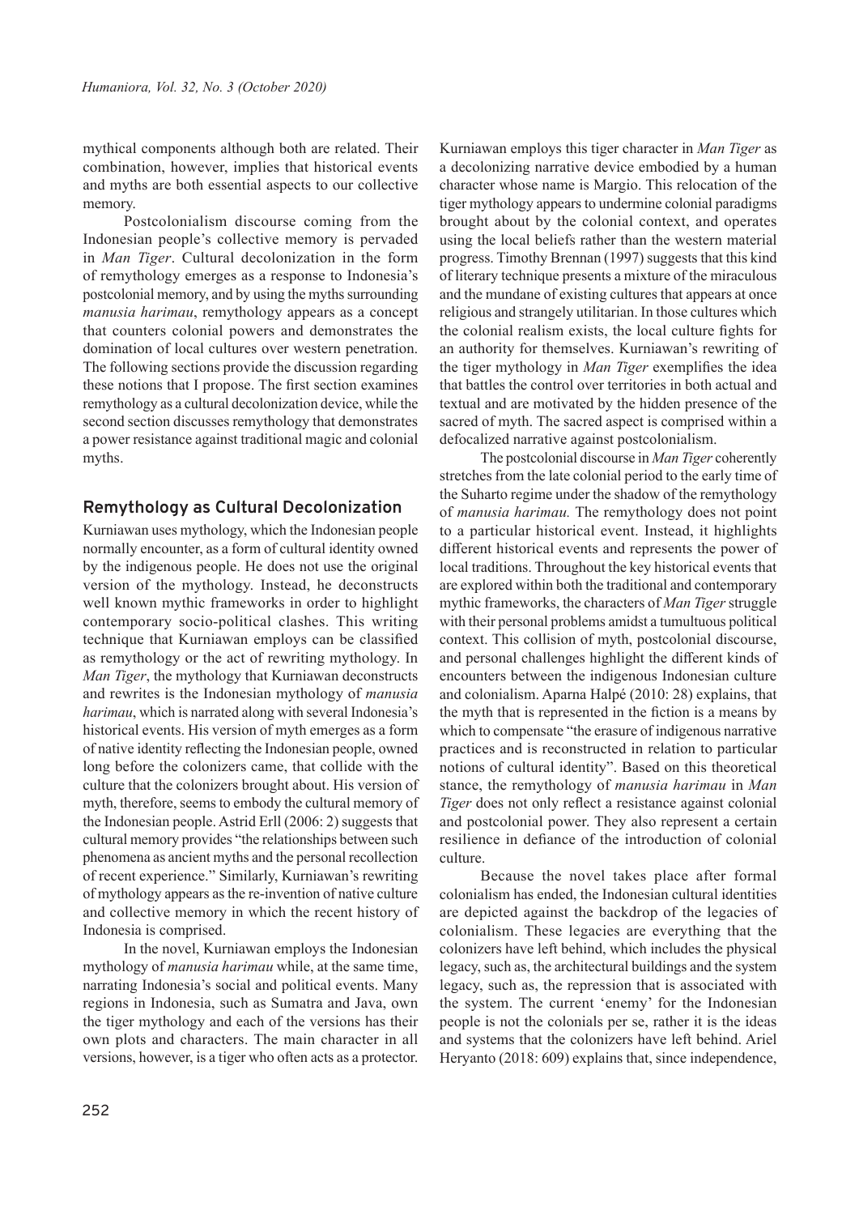mythical components although both are related. Their combination, however, implies that historical events and myths are both essential aspects to our collective memory.

Postcolonialism discourse coming from the Indonesian people's collective memory is pervaded in *Man Tiger*. Cultural decolonization in the form of remythology emerges as a response to Indonesia's postcolonial memory, and by using the myths surrounding *manusia harimau*, remythology appears as a concept that counters colonial powers and demonstrates the domination of local cultures over western penetration. The following sections provide the discussion regarding these notions that I propose. The first section examines remythology as a cultural decolonization device, while the second section discusses remythology that demonstrates a power resistance against traditional magic and colonial myths.

## Remythology as Cultural Decolonization

Kurniawan uses mythology, which the Indonesian people normally encounter, as a form of cultural identity owned by the indigenous people. He does not use the original version of the mythology. Instead, he deconstructs well known mythic frameworks in order to highlight contemporary socio-political clashes. This writing technique that Kurniawan employs can be classified as remythology or the act of rewriting mythology. In *Man Tiger*, the mythology that Kurniawan deconstructs and rewrites is the Indonesian mythology of *manusia harimau*, which is narrated along with several Indonesia's historical events. His version of myth emerges as a form of native identity reflecting the Indonesian people, owned long before the colonizers came, that collide with the culture that the colonizers brought about. His version of myth, therefore, seems to embody the cultural memory of the Indonesian people. Astrid Erll (2006: 2) suggests that cultural memory provides "the relationships between such phenomena as ancient myths and the personal recollection of recent experience." Similarly, Kurniawan's rewriting of mythology appears as the re-invention of native culture and collective memory in which the recent history of Indonesia is comprised.

In the novel, Kurniawan employs the Indonesian mythology of *manusia harimau* while, at the same time, narrating Indonesia's social and political events. Many regions in Indonesia, such as Sumatra and Java, own the tiger mythology and each of the versions has their own plots and characters. The main character in all versions, however, is a tiger who often acts as a protector. Kurniawan employs this tiger character in *Man Tiger* as a decolonizing narrative device embodied by a human character whose name is Margio. This relocation of the tiger mythology appears to undermine colonial paradigms brought about by the colonial context, and operates using the local beliefs rather than the western material progress. Timothy Brennan (1997) suggests that this kind of literary technique presents a mixture of the miraculous and the mundane of existing cultures that appears at once religious and strangely utilitarian. In those cultures which the colonial realism exists, the local culture fights for an authority for themselves. Kurniawan's rewriting of the tiger mythology in *Man Tiger* exemplifies the idea that battles the control over territories in both actual and textual and are motivated by the hidden presence of the sacred of myth. The sacred aspect is comprised within a defocalized narrative against postcolonialism.

The postcolonial discourse in *Man Tiger* coherently stretches from the late colonial period to the early time of the Suharto regime under the shadow of the remythology of *manusia harimau.* The remythology does not point to a particular historical event. Instead, it highlights different historical events and represents the power of local traditions. Throughout the key historical events that are explored within both the traditional and contemporary mythic frameworks, the characters of *Man Tiger* struggle with their personal problems amidst a tumultuous political context. This collision of myth, postcolonial discourse, and personal challenges highlight the different kinds of encounters between the indigenous Indonesian culture and colonialism. Aparna Halpé (2010: 28) explains, that the myth that is represented in the fiction is a means by which to compensate "the erasure of indigenous narrative practices and is reconstructed in relation to particular notions of cultural identity". Based on this theoretical stance, the remythology of *manusia harimau* in *Man Tiger* does not only reflect a resistance against colonial and postcolonial power. They also represent a certain resilience in defiance of the introduction of colonial culture.

Because the novel takes place after formal colonialism has ended, the Indonesian cultural identities are depicted against the backdrop of the legacies of colonialism. These legacies are everything that the colonizers have left behind, which includes the physical legacy, such as, the architectural buildings and the system legacy, such as, the repression that is associated with the system. The current 'enemy' for the Indonesian people is not the colonials per se, rather it is the ideas and systems that the colonizers have left behind. Ariel Heryanto (2018: 609) explains that, since independence,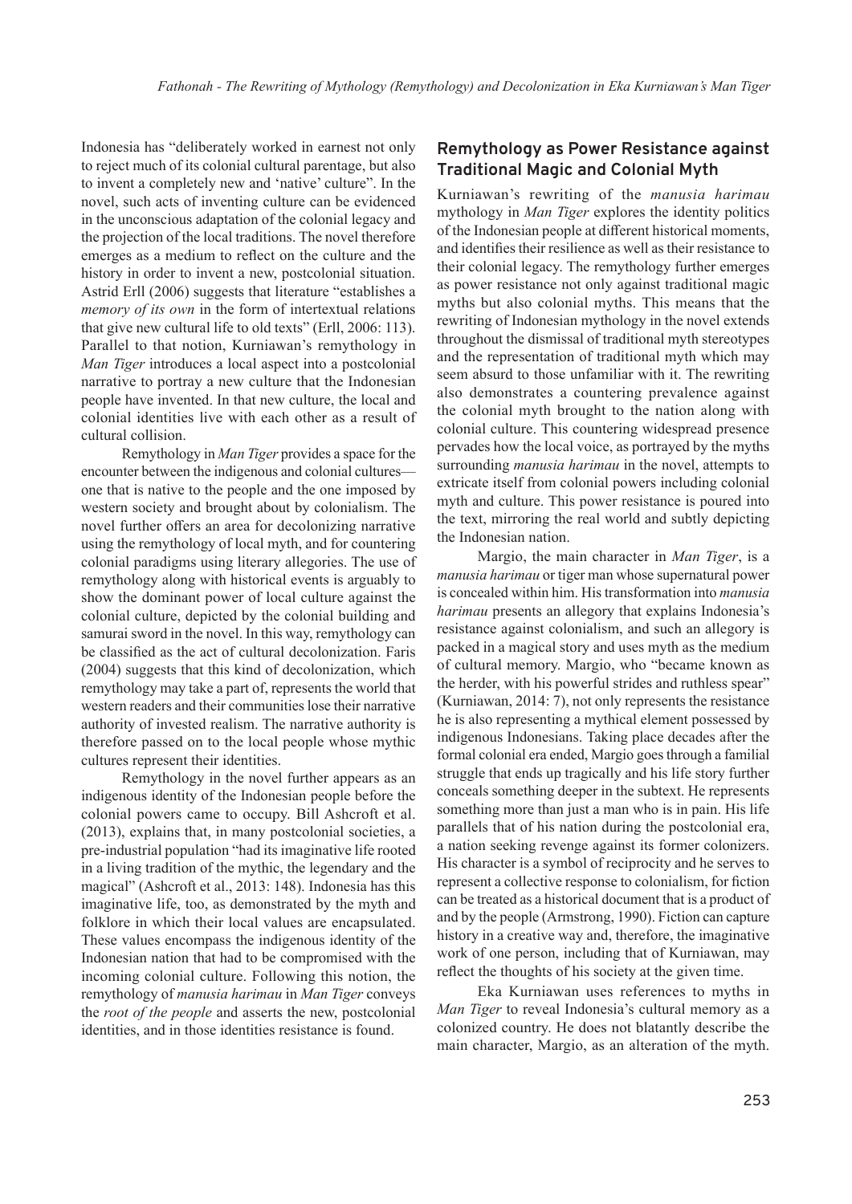Indonesia has "deliberately worked in earnest not only to reject much of its colonial cultural parentage, but also to invent a completely new and 'native' culture". In the novel, such acts of inventing culture can be evidenced in the unconscious adaptation of the colonial legacy and the projection of the local traditions. The novel therefore emerges as a medium to reflect on the culture and the history in order to invent a new, postcolonial situation. Astrid Erll (2006) suggests that literature "establishes a *memory of its own* in the form of intertextual relations that give new cultural life to old texts" (Erll, 2006: 113). Parallel to that notion, Kurniawan's remythology in *Man Tiger* introduces a local aspect into a postcolonial narrative to portray a new culture that the Indonesian people have invented. In that new culture, the local and colonial identities live with each other as a result of cultural collision.

Remythology in *Man Tiger* provides a space for the encounter between the indigenous and colonial cultures—one that is native to the people and the one imposed by western society and brought about by colonialism. The novel further offers an area for decolonizing narrative using the remythology of local myth, and for countering colonial paradigms using literary allegories. The use of remythology along with historical events is arguably to show the dominant power of local culture against the colonial culture, depicted by the colonial building and samurai sword in the novel. In this way, remythology can be classified as the act of cultural decolonization. Faris (2004) suggests that this kind of decolonization, which remythology may take a part of, represents the world that western readers and their communities lose their narrative authority of invested realism. The narrative authority is therefore passed on to the local people whose mythic cultures represent their identities.

Remythology in the novel further appears as an indigenous identity of the Indonesian people before the colonial powers came to occupy. Bill Ashcroft et al. (2013), explains that, in many postcolonial societies, a pre-industrial population "had its imaginative life rooted in a living tradition of the mythic, the legendary and the magical" (Ashcroft et al., 2013: 148). Indonesia has this imaginative life, too, as demonstrated by the myth and folklore in which their local values are encapsulated. These values encompass the indigenous identity of the Indonesian nation that had to be compromised with the incoming colonial culture. Following this notion, the remythology of *manusia harimau* in *Man Tiger* conveys the *root of the people* and asserts the new, postcolonial identities, and in those identities resistance is found.

## Remythology as Power Resistance against Traditional Magic and Colonial Myth

Kurniawan's rewriting of the *manusia harimau* mythology in *Man Tiger* explores the identity politics of the Indonesian people at different historical moments, and identifies their resilience as well as their resistance to their colonial legacy. The remythology further emerges as power resistance not only against traditional magic myths but also colonial myths. This means that the rewriting of Indonesian mythology in the novel extends throughout the dismissal of traditional myth stereotypes and the representation of traditional myth which may seem absurd to those unfamiliar with it. The rewriting also demonstrates a countering prevalence against the colonial myth brought to the nation along with colonial culture. This countering widespread presence pervades how the local voice, as portrayed by the myths surrounding *manusia harimau* in the novel, attempts to extricate itself from colonial powers including colonial myth and culture. This power resistance is poured into the text, mirroring the real world and subtly depicting the Indonesian nation.

Margio, the main character in *Man Tiger*, is a *manusia harimau* or tiger man whose supernatural power is concealed within him. His transformation into *manusia harimau* presents an allegory that explains Indonesia's resistance against colonialism, and such an allegory is packed in a magical story and uses myth as the medium of cultural memory. Margio, who "became known as the herder, with his powerful strides and ruthless spear" (Kurniawan, 2014: 7), not only represents the resistance he is also representing a mythical element possessed by indigenous Indonesians. Taking place decades after the formal colonial era ended, Margio goes through a familial struggle that ends up tragically and his life story further conceals something deeper in the subtext. He represents something more than just a man who is in pain. His life parallels that of his nation during the postcolonial era, a nation seeking revenge against its former colonizers. His character is a symbol of reciprocity and he serves to represent a collective response to colonialism, for fiction can be treated as a historical document that is a product of and by the people (Armstrong, 1990). Fiction can capture history in a creative way and, therefore, the imaginative work of one person, including that of Kurniawan, may reflect the thoughts of his society at the given time.

Eka Kurniawan uses references to myths in *Man Tiger* to reveal Indonesia's cultural memory as a colonized country. He does not blatantly describe the main character, Margio, as an alteration of the myth.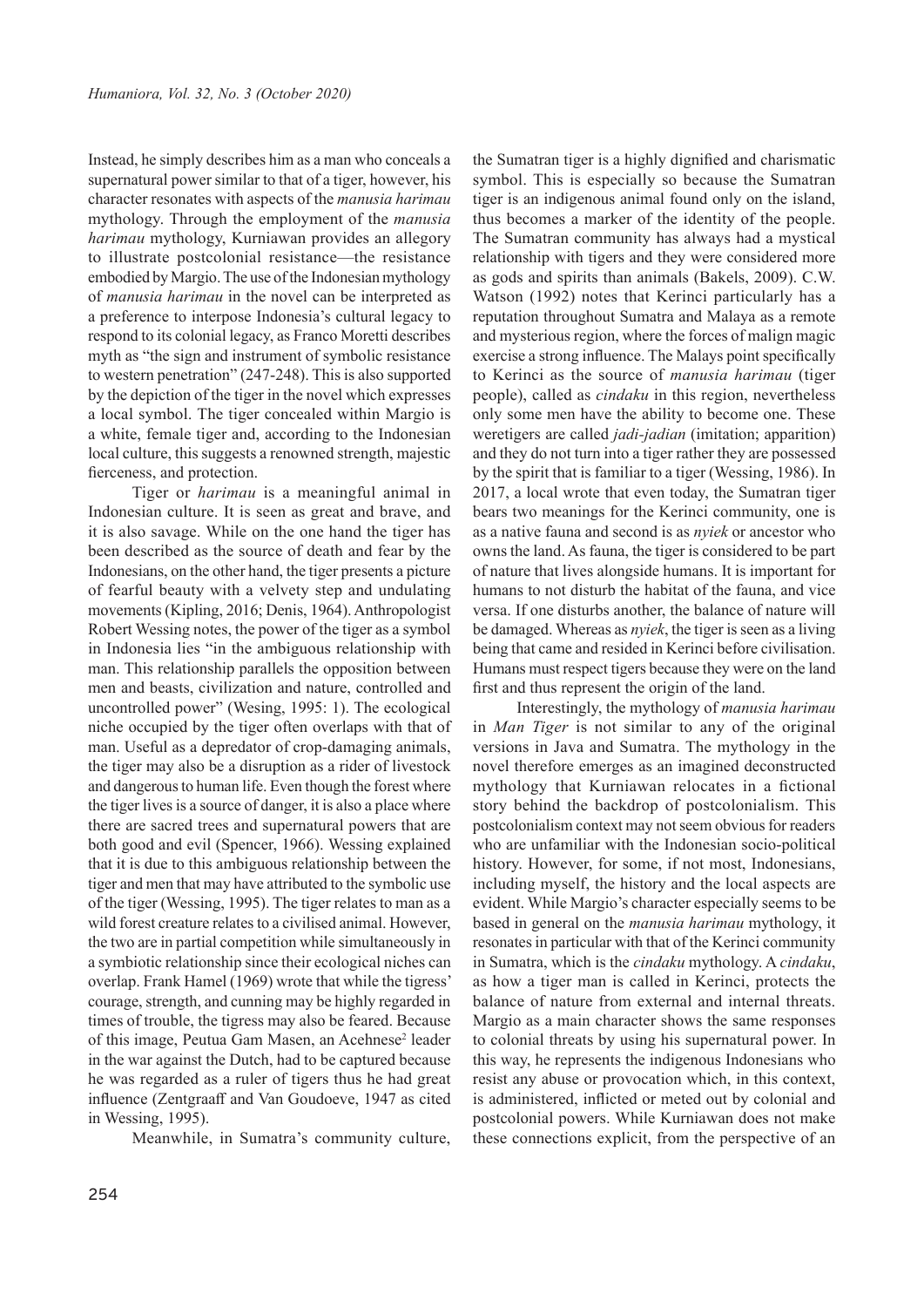Instead, he simply describes him as a man who conceals a supernatural power similar to that of a tiger, however, his character resonates with aspects of the *manusia harimau* mythology. Through the employment of the *manusia harimau* mythology, Kurniawan provides an allegory to illustrate postcolonial resistance—the resistance embodied by Margio. The use of the Indonesian mythology of *manusia harimau* in the novel can be interpreted as a preference to interpose Indonesia's cultural legacy to respond to its colonial legacy, as Franco Moretti describes myth as "the sign and instrument of symbolic resistance to western penetration" (247-248). This is also supported by the depiction of the tiger in the novel which expresses a local symbol. The tiger concealed within Margio is a white, female tiger and, according to the Indonesian local culture, this suggests a renowned strength, majestic fierceness, and protection.

Tiger or *harimau* is a meaningful animal in Indonesian culture. It is seen as great and brave, and it is also savage. While on the one hand the tiger has been described as the source of death and fear by the Indonesians, on the other hand, the tiger presents a picture of fearful beauty with a velvety step and undulating movements (Kipling, 2016; Denis, 1964). Anthropologist Robert Wessing notes, the power of the tiger as a symbol in Indonesia lies "in the ambiguous relationship with man. This relationship parallels the opposition between men and beasts, civilization and nature, controlled and uncontrolled power" (Wesing, 1995: 1). The ecological niche occupied by the tiger often overlaps with that of man. Useful as a depredator of crop-damaging animals, the tiger may also be a disruption as a rider of livestock and dangerous to human life. Even though the forest where the tiger lives is a source of danger, it is also a place where there are sacred trees and supernatural powers that are both good and evil (Spencer, 1966). Wessing explained that it is due to this ambiguous relationship between the tiger and men that may have attributed to the symbolic use of the tiger (Wessing, 1995). The tiger relates to man as a wild forest creature relates to a civilised animal. However, the two are in partial competition while simultaneously in a symbiotic relationship since their ecological niches can overlap. Frank Hamel (1969) wrote that while the tigress' courage, strength, and cunning may be highly regarded in times of trouble, the tigress may also be feared. Because of this image, Peutua Gam Masen, an Acehnese[2] leader in the war against the Dutch, had to be captured because he was regarded as a ruler of tigers thus he had great influence (Zentgraaff and Van Goudoeve, 1947 as cited in Wessing, 1995).

Meanwhile, in Sumatra's community culture, the Sumatran tiger is a highly dignified and charismatic symbol. This is especially so because the Sumatran tiger is an indigenous animal found only on the island, thus becomes a marker of the identity of the people. The Sumatran community has always had a mystical relationship with tigers and they were considered more as gods and spirits than animals (Bakels, 2009). C.W. Watson (1992) notes that Kerinci particularly has a reputation throughout Sumatra and Malaya as a remote and mysterious region, where the forces of malign magic exercise a strong influence. The Malays point specifically to Kerinci as the source of *manusia harimau* (tiger people), called as *cindaku* in this region, nevertheless only some men have the ability to become one. These weretigers are called *jadi-jadian* (imitation; apparition) and they do not turn into a tiger rather they are possessed by the spirit that is familiar to a tiger (Wessing, 1986). In 2017, a local wrote that even today, the Sumatran tiger bears two meanings for the Kerinci community, one is as a native fauna and second is as *nyiek* or ancestor who owns the land. As fauna, the tiger is considered to be part of nature that lives alongside humans. It is important for humans to not disturb the habitat of the fauna, and vice versa. If one disturbs another, the balance of nature will be damaged. Whereas as *nyiek*, the tiger is seen as a living being that came and resided in Kerinci before civilisation. Humans must respect tigers because they were on the land first and thus represent the origin of the land.

Interestingly, the mythology of *manusia harimau* in *Man Tiger* is not similar to any of the original versions in Java and Sumatra. The mythology in the novel therefore emerges as an imagined deconstructed mythology that Kurniawan relocates in a fictional story behind the backdrop of postcolonialism. This postcolonialism context may not seem obvious for readers who are unfamiliar with the Indonesian socio-political history. However, for some, if not most, Indonesians, including myself, the history and the local aspects are evident. While Margio's character especially seems to be based in general on the *manusia harimau* mythology, it resonates in particular with that of the Kerinci community in Sumatra, which is the *cindaku* mythology. A *cindaku*, as how a tiger man is called in Kerinci, protects the balance of nature from external and internal threats. Margio as a main character shows the same responses to colonial threats by using his supernatural power. In this way, he represents the indigenous Indonesians who resist any abuse or provocation which, in this context, is administered, inflicted or meted out by colonial and postcolonial powers. While Kurniawan does not make these connections explicit, from the perspective of an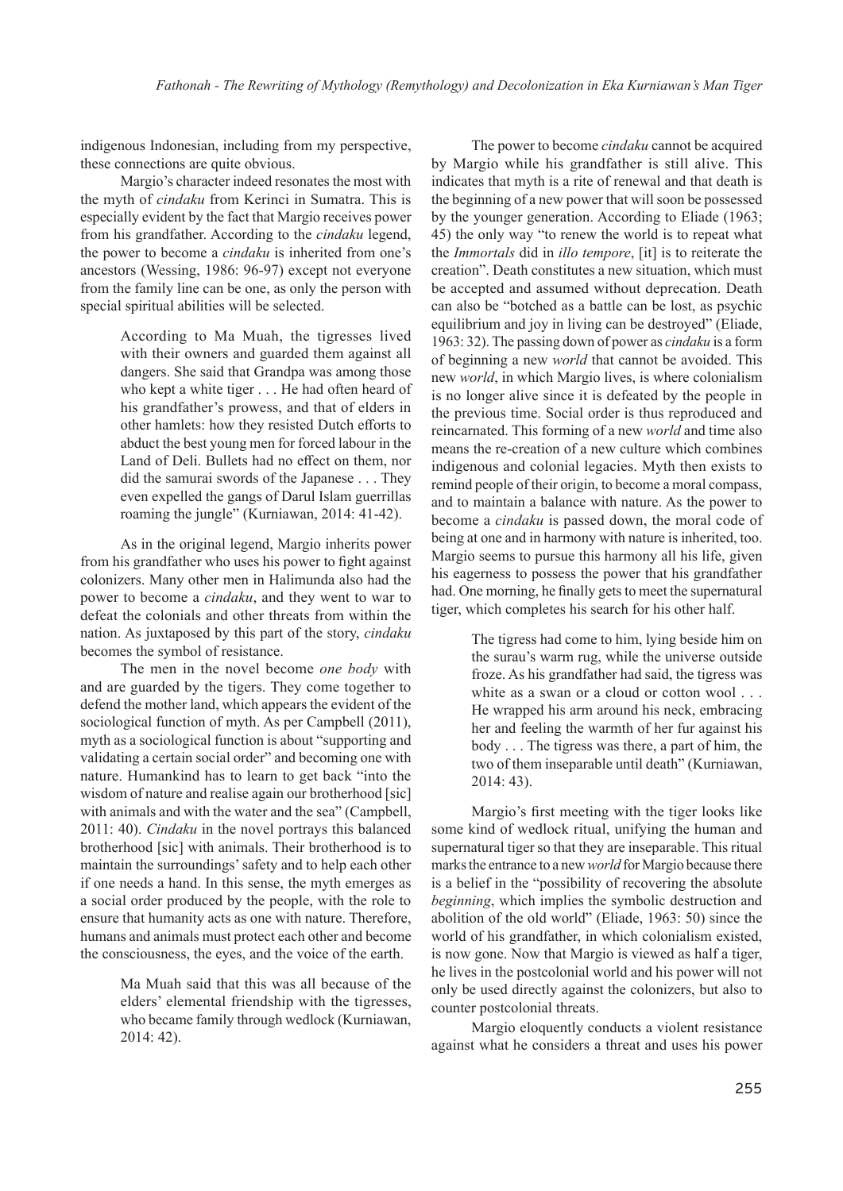indigenous Indonesian, including from my perspective, these connections are quite obvious.

Margio's character indeed resonates the most with the myth of *cindaku* from Kerinci in Sumatra. This is especially evident by the fact that Margio receives power from his grandfather. According to the *cindaku* legend, the power to become a *cindaku* is inherited from one's ancestors (Wessing, 1986: 96-97) except not everyone from the family line can be one, as only the person with special spiritual abilities will be selected.

> According to Ma Muah, the tigresses lived with their owners and guarded them against all dangers. She said that Grandpa was among those who kept a white tiger . . . He had often heard of his grandfather's prowess, and that of elders in other hamlets: how they resisted Dutch efforts to abduct the best young men for forced labour in the Land of Deli. Bullets had no effect on them, nor did the samurai swords of the Japanese . . . They even expelled the gangs of Darul Islam guerrillas roaming the jungle" (Kurniawan, 2014: 41-42).

As in the original legend, Margio inherits power from his grandfather who uses his power to fight against colonizers. Many other men in Halimunda also had the power to become a *cindaku*, and they went to war to defeat the colonials and other threats from within the nation. As juxtaposed by this part of the story, *cindaku* becomes the symbol of resistance.

The men in the novel become *one body* with and are guarded by the tigers. They come together to defend the mother land, which appears the evident of the sociological function of myth. As per Campbell (2011), myth as a sociological function is about "supporting and validating a certain social order" and becoming one with nature. Humankind has to learn to get back "into the wisdom of nature and realise again our brotherhood [sic] with animals and with the water and the sea" (Campbell, 2011: 40). *Cindaku* in the novel portrays this balanced brotherhood [sic] with animals. Their brotherhood is to maintain the surroundings' safety and to help each other if one needs a hand. In this sense, the myth emerges as a social order produced by the people, with the role to ensure that humanity acts as one with nature. Therefore, humans and animals must protect each other and become the consciousness, the eyes, and the voice of the earth.

> Ma Muah said that this was all because of the elders' elemental friendship with the tigresses, who became family through wedlock (Kurniawan, 2014: 42).

The power to become *cindaku* cannot be acquired by Margio while his grandfather is still alive. This indicates that myth is a rite of renewal and that death is the beginning of a new power that will soon be possessed by the younger generation. According to Eliade (1963; 45) the only way "to renew the world is to repeat what the *Immortals* did in *illo tempore*, [it] is to reiterate the creation". Death constitutes a new situation, which must be accepted and assumed without deprecation. Death can also be "botched as a battle can be lost, as psychic equilibrium and joy in living can be destroyed" (Eliade, 1963: 32). The passing down of power as *cindaku* is a form of beginning a new *world* that cannot be avoided. This new *world*, in which Margio lives, is where colonialism is no longer alive since it is defeated by the people in the previous time. Social order is thus reproduced and reincarnated. This forming of a new *world* and time also means the re-creation of a new culture which combines indigenous and colonial legacies. Myth then exists to remind people of their origin, to become a moral compass, and to maintain a balance with nature. As the power to become a *cindaku* is passed down, the moral code of being at one and in harmony with nature is inherited, too. Margio seems to pursue this harmony all his life, given his eagerness to possess the power that his grandfather had. One morning, he finally gets to meet the supernatural tiger, which completes his search for his other half.

> The tigress had come to him, lying beside him on the surau's warm rug, while the universe outside froze. As his grandfather had said, the tigress was white as a swan or a cloud or cotton wool . . . He wrapped his arm around his neck, embracing her and feeling the warmth of her fur against his body . . . The tigress was there, a part of him, the two of them inseparable until death" (Kurniawan, 2014: 43).

Margio's first meeting with the tiger looks like some kind of wedlock ritual, unifying the human and supernatural tiger so that they are inseparable. This ritual marks the entrance to a new *world* for Margio because there is a belief in the "possibility of recovering the absolute *beginning*, which implies the symbolic destruction and abolition of the old world" (Eliade, 1963: 50) since the world of his grandfather, in which colonialism existed, is now gone. Now that Margio is viewed as half a tiger, he lives in the postcolonial world and his power will not only be used directly against the colonizers, but also to counter postcolonial threats.

Margio eloquently conducts a violent resistance against what he considers a threat and uses his power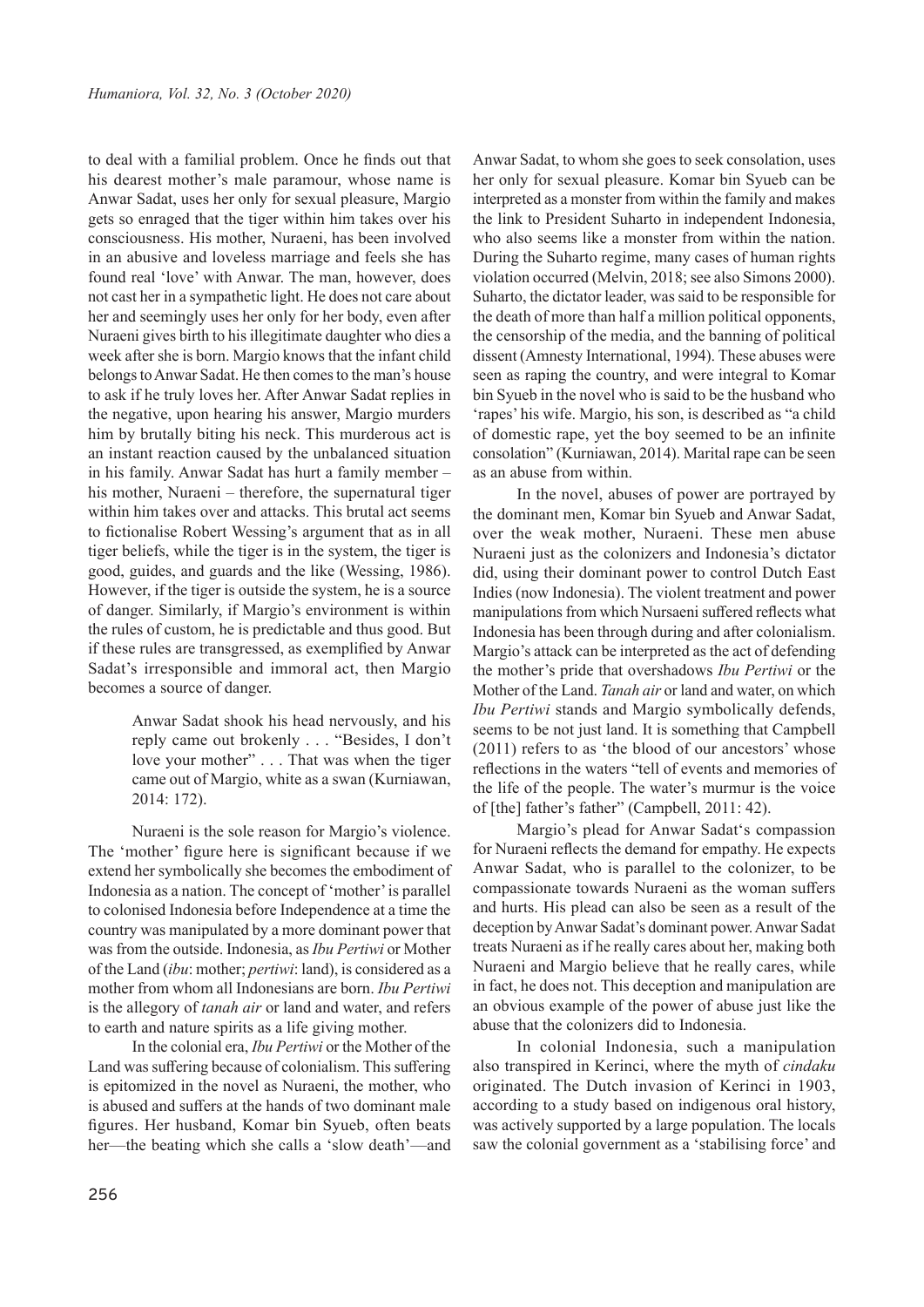to deal with a familial problem. Once he finds out that his dearest mother's male paramour, whose name is Anwar Sadat, uses her only for sexual pleasure, Margio gets so enraged that the tiger within him takes over his consciousness. His mother, Nuraeni, has been involved in an abusive and loveless marriage and feels she has found real 'love' with Anwar. The man, however, does not cast her in a sympathetic light. He does not care about her and seemingly uses her only for her body, even after Nuraeni gives birth to his illegitimate daughter who dies a week after she is born. Margio knows that the infant child belongs to Anwar Sadat. He then comes to the man's house to ask if he truly loves her. After Anwar Sadat replies in the negative, upon hearing his answer, Margio murders him by brutally biting his neck. This murderous act is an instant reaction caused by the unbalanced situation in his family. Anwar Sadat has hurt a family member – his mother, Nuraeni – therefore, the supernatural tiger within him takes over and attacks. This brutal act seems to fictionalise Robert Wessing's argument that as in all tiger beliefs, while the tiger is in the system, the tiger is good, guides, and guards and the like (Wessing, 1986). However, if the tiger is outside the system, he is a source of danger. Similarly, if Margio's environment is within the rules of custom, he is predictable and thus good. But if these rules are transgressed, as exemplified by Anwar Sadat's irresponsible and immoral act, then Margio becomes a source of danger.

> Anwar Sadat shook his head nervously, and his reply came out brokenly . . . "Besides, I don't love your mother" . . . That was when the tiger came out of Margio, white as a swan (Kurniawan, 2014: 172).

Nuraeni is the sole reason for Margio's violence. The 'mother' figure here is significant because if we extend her symbolically she becomes the embodiment of Indonesia as a nation. The concept of 'mother' is parallel to colonised Indonesia before Independence at a time the country was manipulated by a more dominant power that was from the outside. Indonesia, as *Ibu Pertiwi* or Mother of the Land (*ibu*: mother; *pertiwi*: land), is considered as a mother from whom all Indonesians are born. *Ibu Pertiwi* is the allegory of *tanah air* or land and water, and refers to earth and nature spirits as a life giving mother.

In the colonial era, *Ibu Pertiwi* or the Mother of the Land was suffering because of colonialism. This suffering is epitomized in the novel as Nuraeni, the mother, who is abused and suffers at the hands of two dominant male figures. Her husband, Komar bin Syueb, often beats her—the beating which she calls a 'slow death'—and Anwar Sadat, to whom she goes to seek consolation, uses her only for sexual pleasure. Komar bin Syueb can be interpreted as a monster from within the family and makes the link to President Suharto in independent Indonesia, who also seems like a monster from within the nation. During the Suharto regime, many cases of human rights violation occurred (Melvin, 2018; see also Simons 2000). Suharto, the dictator leader, was said to be responsible for the death of more than half a million political opponents, the censorship of the media, and the banning of political dissent (Amnesty International, 1994). These abuses were seen as raping the country, and were integral to Komar bin Syueb in the novel who is said to be the husband who 'rapes' his wife. Margio, his son, is described as "a child of domestic rape, yet the boy seemed to be an infinite consolation" (Kurniawan, 2014). Marital rape can be seen as an abuse from within.

In the novel, abuses of power are portrayed by the dominant men, Komar bin Syueb and Anwar Sadat, over the weak mother, Nuraeni. These men abuse Nuraeni just as the colonizers and Indonesia's dictator did, using their dominant power to control Dutch East Indies (now Indonesia). The violent treatment and power manipulations from which Nursaeni suffered reflects what Indonesia has been through during and after colonialism. Margio's attack can be interpreted as the act of defending the mother's pride that overshadows *Ibu Pertiwi* or the Mother of the Land. *Tanah air* or land and water, on which *Ibu Pertiwi* stands and Margio symbolically defends, seems to be not just land. It is something that Campbell (2011) refers to as 'the blood of our ancestors' whose reflections in the waters "tell of events and memories of the life of the people. The water's murmur is the voice of [the] father's father" (Campbell, 2011: 42).

Margio's plead for Anwar Sadat's compassion for Nuraeni reflects the demand for empathy. He expects Anwar Sadat, who is parallel to the colonizer, to be compassionate towards Nuraeni as the woman suffers and hurts. His plead can also be seen as a result of the deception by Anwar Sadat's dominant power. Anwar Sadat treats Nuraeni as if he really cares about her, making both Nuraeni and Margio believe that he really cares, while in fact, he does not. This deception and manipulation are an obvious example of the power of abuse just like the abuse that the colonizers did to Indonesia.

In colonial Indonesia, such a manipulation also transpired in Kerinci, where the myth of *cindaku* originated. The Dutch invasion of Kerinci in 1903, according to a study based on indigenous oral history, was actively supported by a large population. The locals saw the colonial government as a 'stabilising force' and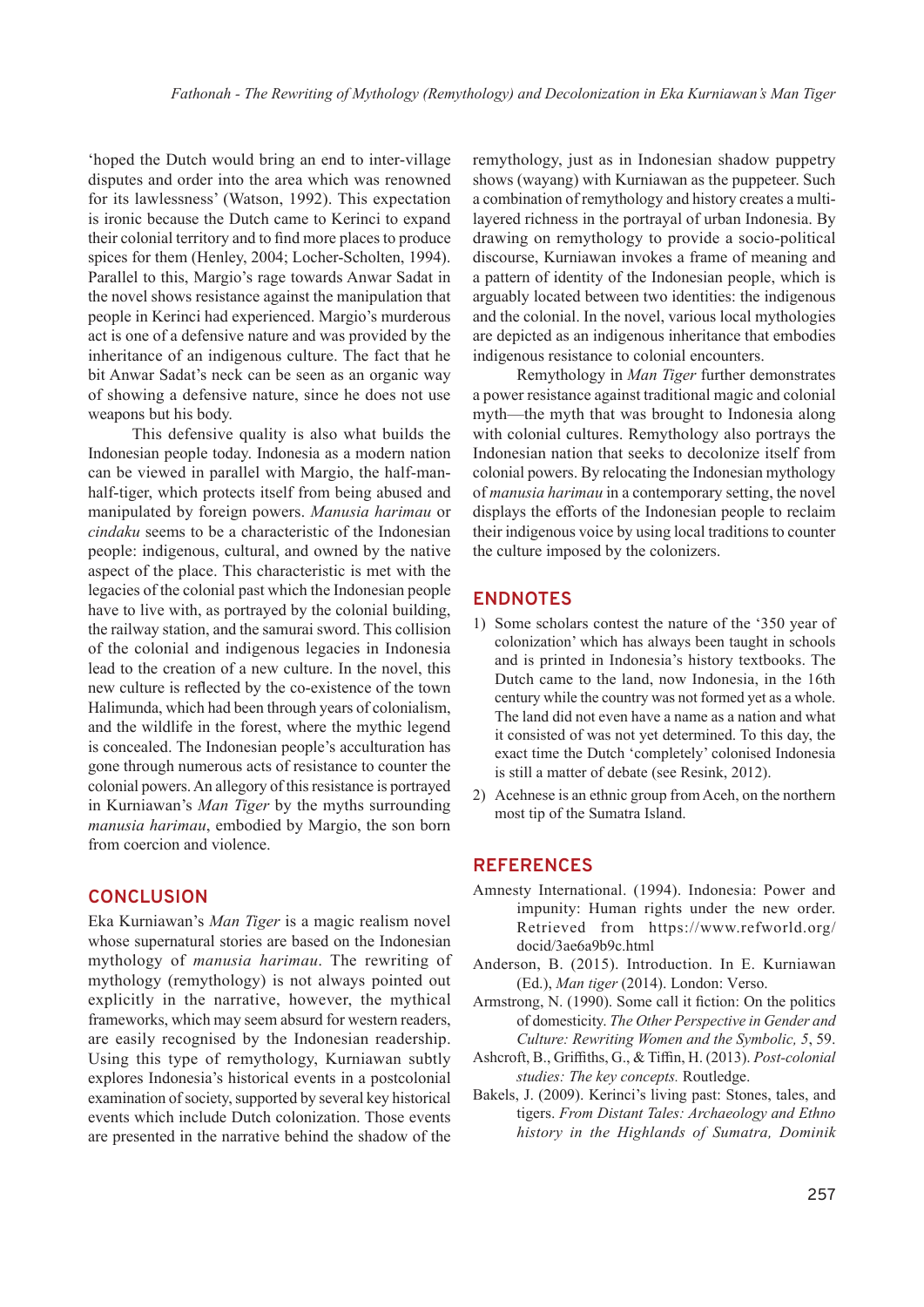'hoped the Dutch would bring an end to inter-village disputes and order into the area which was renowned for its lawlessness' (Watson, 1992). This expectation is ironic because the Dutch came to Kerinci to expand their colonial territory and to find more places to produce spices for them (Henley, 2004; Locher-Scholten, 1994). Parallel to this, Margio's rage towards Anwar Sadat in the novel shows resistance against the manipulation that people in Kerinci had experienced. Margio's murderous act is one of a defensive nature and was provided by the inheritance of an indigenous culture. The fact that he bit Anwar Sadat's neck can be seen as an organic way of showing a defensive nature, since he does not use weapons but his body.

This defensive quality is also what builds the Indonesian people today. Indonesia as a modern nation can be viewed in parallel with Margio, the half-man-half-tiger, which protects itself from being abused and manipulated by foreign powers. *Manusia harimau* or *cindaku* seems to be a characteristic of the Indonesian people: indigenous, cultural, and owned by the native aspect of the place. This characteristic is met with the legacies of the colonial past which the Indonesian people have to live with, as portrayed by the colonial building, the railway station, and the samurai sword. This collision of the colonial and indigenous legacies in Indonesia lead to the creation of a new culture. In the novel, this new culture is reflected by the co-existence of the town Halimunda, which had been through years of colonialism, and the wildlife in the forest, where the mythic legend is concealed. The Indonesian people's acculturation has gone through numerous acts of resistance to counter the colonial powers. An allegory of this resistance is portrayed in Kurniawan's *Man Tiger* by the myths surrounding *manusia harimau*, embodied by Margio, the son born from coercion and violence.

## CONCLUSION

Eka Kurniawan's *Man Tiger* is a magic realism novel whose supernatural stories are based on the Indonesian mythology of *manusia harimau*. The rewriting of mythology (remythology) is not always pointed out explicitly in the narrative, however, the mythical frameworks, which may seem absurd for western readers, are easily recognised by the Indonesian readership. Using this type of remythology, Kurniawan subtly explores Indonesia's historical events in a postcolonial examination of society, supported by several key historical events which include Dutch colonization. Those events are presented in the narrative behind the shadow of the remythology, just as in Indonesian shadow puppetry shows (wayang) with Kurniawan as the puppeteer. Such a combination of remythology and history creates a multi-layered richness in the portrayal of urban Indonesia. By drawing on remythology to provide a socio-political discourse, Kurniawan invokes a frame of meaning and a pattern of identity of the Indonesian people, which is arguably located between two identities: the indigenous and the colonial. In the novel, various local mythologies are depicted as an indigenous inheritance that embodies indigenous resistance to colonial encounters.

Remythology in *Man Tiger* further demonstrates a power resistance against traditional magic and colonial myth—the myth that was brought to Indonesia along with colonial cultures. Remythology also portrays the Indonesian nation that seeks to decolonize itself from colonial powers. By relocating the Indonesian mythology of *manusia harimau* in a contemporary setting, the novel displays the efforts of the Indonesian people to reclaim their indigenous voice by using local traditions to counter the culture imposed by the colonizers.

## ENDNOTES

1) Some scholars contest the nature of the '350 year of colonization' which has always been taught in schools and is printed in Indonesia's history textbooks. The Dutch came to the land, now Indonesia, in the 16th century while the country was not formed yet as a whole. The land did not even have a name as a nation and what it consisted of was not yet determined. To this day, the exact time the Dutch 'completely' colonised Indonesia is still a matter of debate (see Resink, 2012).
2) Acehnese is an ethnic group from Aceh, on the northern most tip of the Sumatra Island.

## REFERENCES

Amnesty International. (1994). Indonesia: Power and impunity: Human rights under the new order. Retrieved from https://www.refworld.org/docid/3ae6a9b9c.html

Anderson, B. (2015). Introduction. In E. Kurniawan (Ed.), *Man tiger* (2014). London: Verso.

Armstrong, N. (1990). Some call it fiction: On the politics of domesticity. *The Other Perspective in Gender and Culture: Rewriting Women and the Symbolic, 5*, 59.

Ashcroft, B., Griffiths, G., & Tiffin, H. (2013). *Post-colonial studies: The key concepts.* Routledge.

Bakels, J. (2009). Kerinci's living past: Stones, tales, and tigers. *From Distant Tales: Archaeology and Ethno history in the Highlands of Sumatra, Dominik*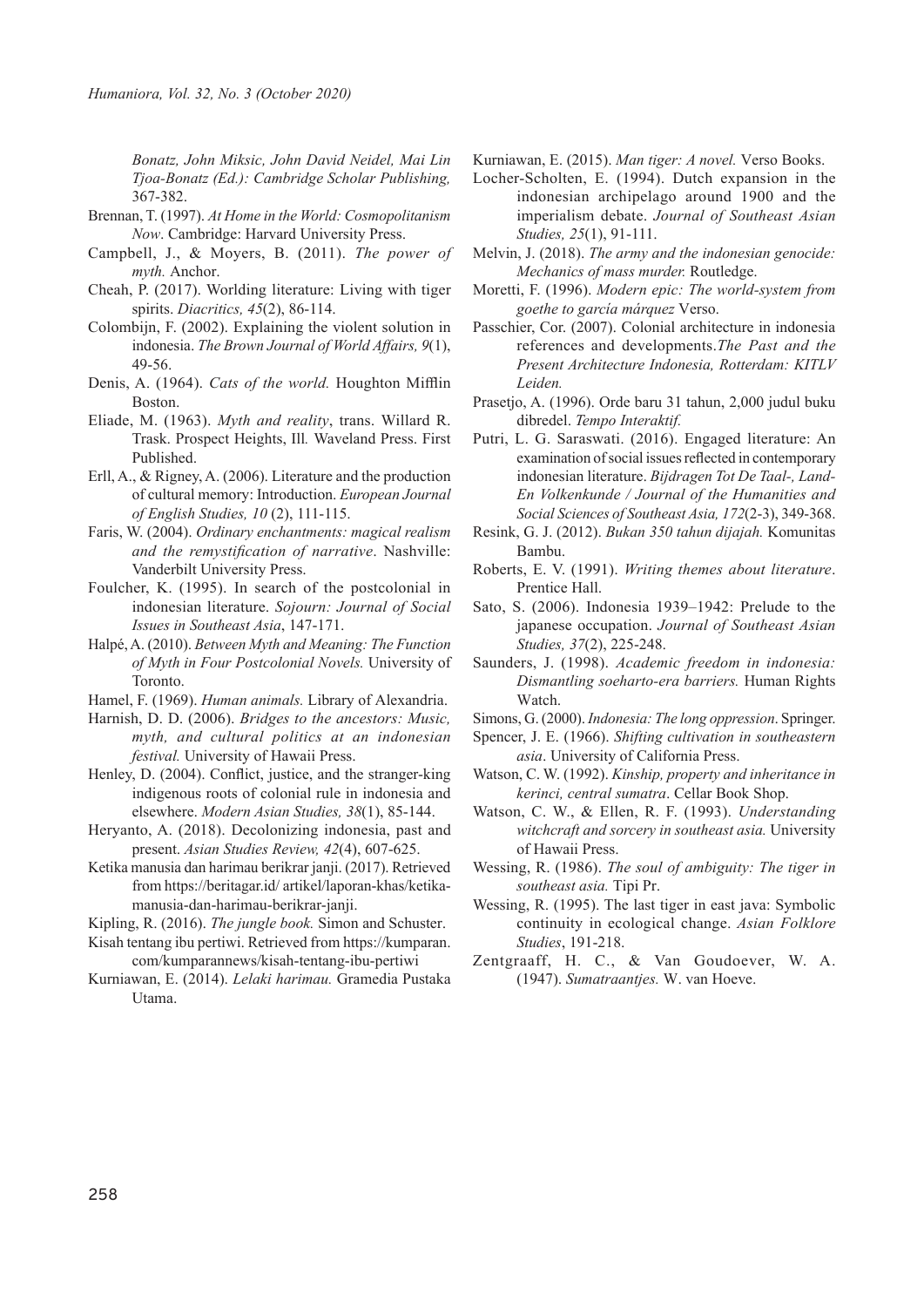Bonatz, John Miksic, John David Neidel, Mai Lin Tjoa-Bonatz (Ed.): Cambridge Scholar Publishing,* 367-382.

Brennan, T. (1997). *At Home in the World: Cosmopolitanism Now*. Cambridge: Harvard University Press.

Campbell, J., & Moyers, B. (2011). *The power of myth.* Anchor.

Cheah, P. (2017). Worlding literature: Living with tiger spirits. *Diacritics, 45*(2), 86-114.

Colombijn, F. (2002). Explaining the violent solution in indonesia. *The Brown Journal of World Affairs, 9*(1), 49-56.

Denis, A. (1964). *Cats of the world.* Houghton Mifflin Boston.

Eliade, M. (1963). *Myth and reality*, trans. Willard R. Trask. Prospect Heights, Ill*.* Waveland Press. First Published.

Erll, A., & Rigney, A. (2006). Literature and the production of cultural memory: Introduction. *European Journal of English Studies, 10* (2), 111-115.

Faris, W. (2004). *Ordinary enchantments: magical realism and the remystification of narrative*. Nashville: Vanderbilt University Press.

Foulcher, K. (1995). In search of the postcolonial in indonesian literature. *Sojourn: Journal of Social Issues in Southeast Asia*, 147-171.

Halpé, A. (2010). *Between Myth and Meaning: The Function of Myth in Four Postcolonial Novels.* University of Toronto.

Hamel, F. (1969). *Human animals.* Library of Alexandria.

Harnish, D. D. (2006). *Bridges to the ancestors: Music, myth, and cultural politics at an indonesian festival.* University of Hawaii Press.

Henley, D. (2004). Conflict, justice, and the stranger-king indigenous roots of colonial rule in indonesia and elsewhere. *Modern Asian Studies, 38*(1), 85-144.

Heryanto, A. (2018). Decolonizing indonesia, past and present. *Asian Studies Review, 42*(4), 607-625.

Ketika manusia dan harimau berikrar janji. (2017). Retrieved from https://beritagar.id/ artikel/laporan-khas/ketika-manusia-dan-harimau-berikrar-janji.

Kipling, R. (2016). *The jungle book.* Simon and Schuster.

Kisah tentang ibu pertiwi. Retrieved from https://kumparan.com/kumparannews/kisah-tentang-ibu-pertiwi

Kurniawan, E. (2014). *Lelaki harimau.* Gramedia Pustaka Utama.

Kurniawan, E. (2015). *Man tiger: A novel.* Verso Books.

Locher-Scholten, E. (1994). Dutch expansion in the indonesian archipelago around 1900 and the imperialism debate. *Journal of Southeast Asian Studies, 25*(1), 91-111.

Melvin, J. (2018). *The army and the indonesian genocide: Mechanics of mass murder.* Routledge.

Moretti, F. (1996). *Modern epic: The world-system from goethe to garcía márquez* Verso.

Passchier, Cor. (2007). Colonial architecture in indonesia references and developments.*The Past and the Present Architecture Indonesia, Rotterdam: KITLV Leiden.*

Prasetjo, A. (1996). Orde baru 31 tahun, 2,000 judul buku dibredel. *Tempo Interaktif.*

Putri, L. G. Saraswati. (2016). Engaged literature: An examination of social issues reflected in contemporary indonesian literature. *Bijdragen Tot De Taal-, Land-En Volkenkunde / Journal of the Humanities and Social Sciences of Southeast Asia, 172*(2-3), 349-368.

Resink, G. J. (2012). *Bukan 350 tahun dijajah.* Komunitas Bambu.

Roberts, E. V. (1991). *Writing themes about literature*. Prentice Hall.

Sato, S. (2006). Indonesia 1939–1942: Prelude to the japanese occupation. *Journal of Southeast Asian Studies, 37*(2), 225-248.

Saunders, J. (1998). *Academic freedom in indonesia: Dismantling soeharto-era barriers.* Human Rights Watch.

Simons, G. (2000). *Indonesia: The long oppression*. Springer.

Spencer, J. E. (1966). *Shifting cultivation in southeastern asia*. University of California Press.

Watson, C. W. (1992). *Kinship, property and inheritance in kerinci, central sumatra*. Cellar Book Shop.

Watson, C. W., & Ellen, R. F. (1993). *Understanding witchcraft and sorcery in southeast asia.* University of Hawaii Press.

Wessing, R. (1986). *The soul of ambiguity: The tiger in southeast asia.* Tipi Pr.

Wessing, R. (1995). The last tiger in east java: Symbolic continuity in ecological change. *Asian Folklore Studies*, 191-218.

Zentgraaff, H. C., & Van Goudoever, W. A. (1947). *Sumatraantjes.* W. van Hoeve.